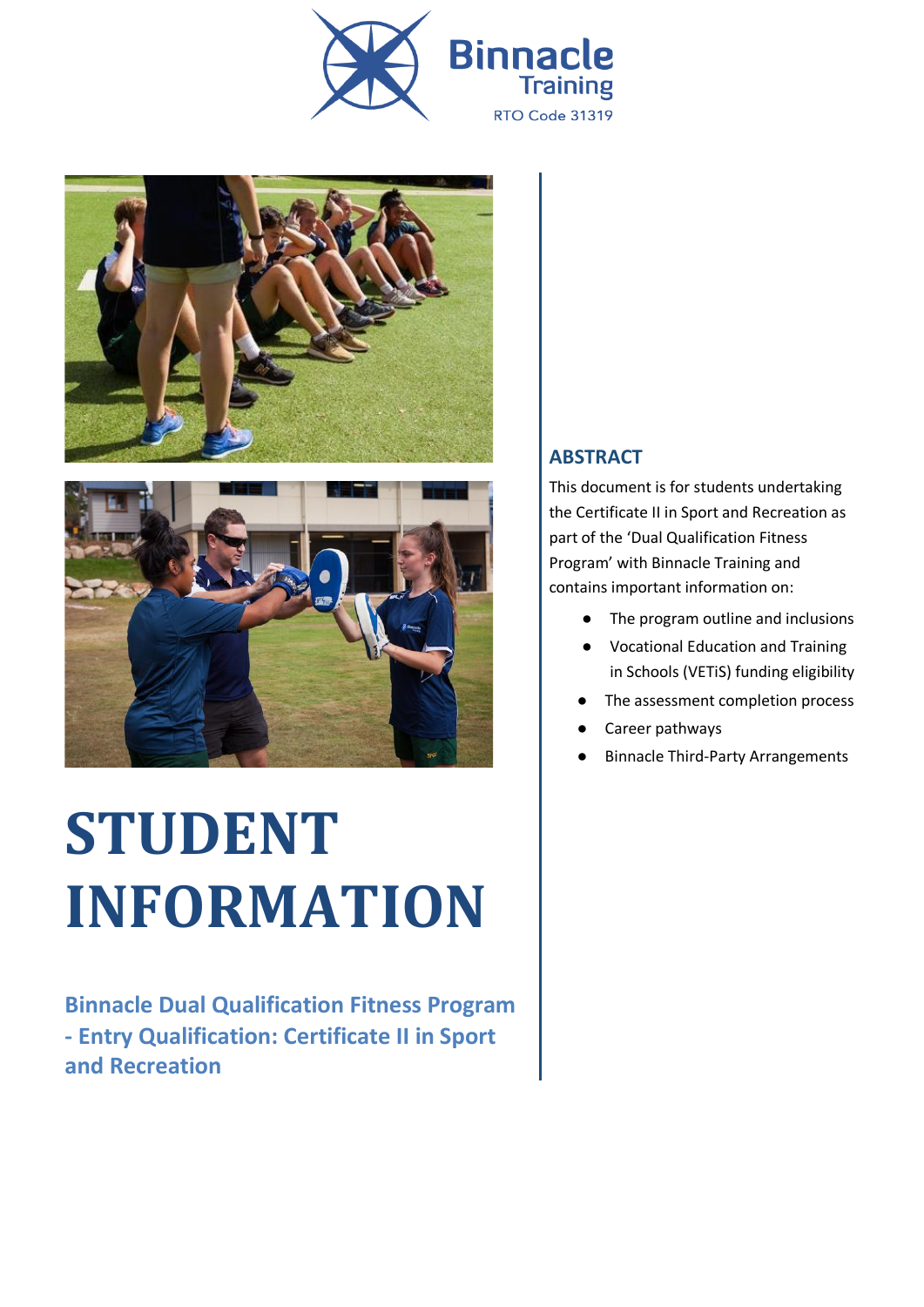Binnacle Training

RTO Code 31319

# STUDENT INFORMATION

## Binnacle Dual Qualification Fitness Program - Entry Qualification: Certificate II in Sport and Recreation

### ABSTRACT

This document is for students undertaking the Certificate II in Sport and Recreation as part of the 'Dual Qualification Fitness Program' with Binnacle Training and contains important information on:

- The program outline and inclusions
- Vocational Education and Training in Schools (VETiS) funding eligibility
- The assessment completion process
- Career pathways
- Binnacle Third-Party Arrangements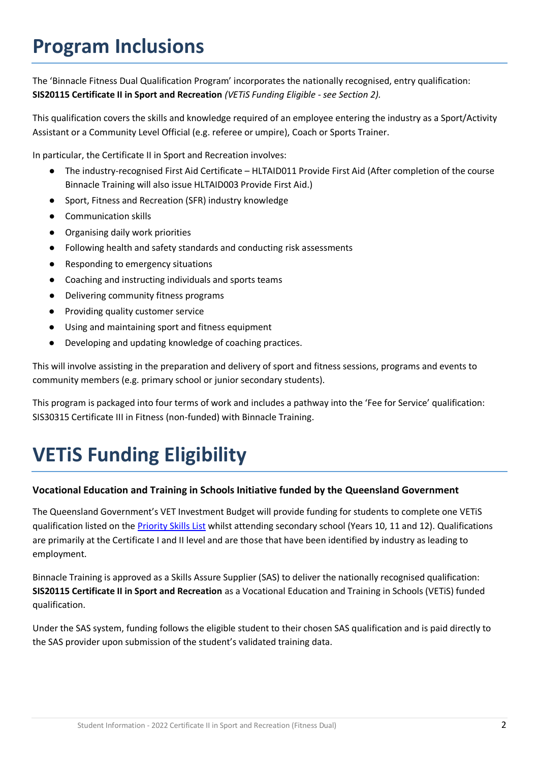# Program Inclusions

The 'Binnacle Fitness Dual Qualification Program' incorporates the nationally recognised, entry qualification: **SIS20115 Certificate II in Sport and Recreation** *(VETiS Funding Eligible - see Section 2).*

This qualification covers the skills and knowledge required of an employee entering the industry as a Sport/Activity Assistant or a Community Level Official (e.g. referee or umpire), Coach or Sports Trainer.

In particular, the Certificate II in Sport and Recreation involves:

- The industry-recognised First Aid Certificate – HLTAID011 Provide First Aid (After completion of the course Binnacle Training will also issue HLTAID003 Provide First Aid.)
- Sport, Fitness and Recreation (SFR) industry knowledge
- Communication skills
- Organising daily work priorities
- Following health and safety standards and conducting risk assessments
- Responding to emergency situations
- Coaching and instructing individuals and sports teams
- Delivering community fitness programs
- Providing quality customer service
- Using and maintaining sport and fitness equipment
- Developing and updating knowledge of coaching practices.

This will involve assisting in the preparation and delivery of sport and fitness sessions, programs and events to community members (e.g. primary school or junior secondary students).

This program is packaged into four terms of work and includes a pathway into the 'Fee for Service' qualification: SIS30315 Certificate III in Fitness (non-funded) with Binnacle Training.

# VETiS Funding Eligibility

### Vocational Education and Training in Schools Initiative funded by the Queensland Government

The Queensland Government's VET Investment Budget will provide funding for students to complete one VETiS qualification listed on the Priority Skills List whilst attending secondary school (Years 10, 11 and 12). Qualifications are primarily at the Certificate I and II level and are those that have been identified by industry as leading to employment.

Binnacle Training is approved as a Skills Assure Supplier (SAS) to deliver the nationally recognised qualification: **SIS20115 Certificate II in Sport and Recreation** as a Vocational Education and Training in Schools (VETiS) funded qualification.

Under the SAS system, funding follows the eligible student to their chosen SAS qualification and is paid directly to the SAS provider upon submission of the student's validated training data.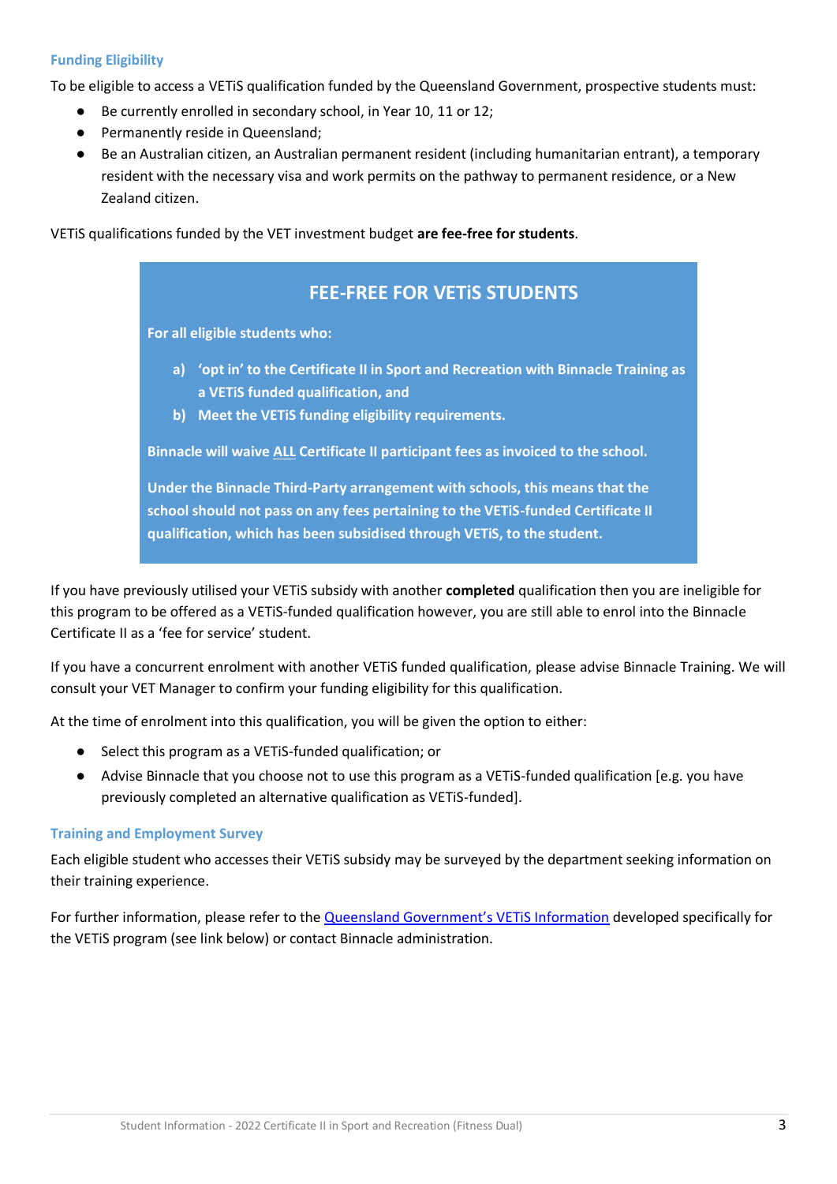### Funding Eligibility

To be eligible to access a VETiS qualification funded by the Queensland Government, prospective students must:

- Be currently enrolled in secondary school, in Year 10, 11 or 12;
- Permanently reside in Queensland;
- Be an Australian citizen, an Australian permanent resident (including humanitarian entrant), a temporary resident with the necessary visa and work permits on the pathway to permanent residence, or a New Zealand citizen.

VETiS qualifications funded by the VET investment budget **are fee-free for students**.

> **FEE-FREE FOR VETiS STUDENTS**
>
> **For all eligible students who:**
>
> **a) 'opt in' to the Certificate II in Sport and Recreation with Binnacle Training as a VETiS funded qualification, and**
>
> **b) Meet the VETiS funding eligibility requirements.**
>
> **Binnacle will waive ALL Certificate II participant fees as invoiced to the school.**
>
> **Under the Binnacle Third-Party arrangement with schools, this means that the school should not pass on any fees pertaining to the VETiS-funded Certificate II qualification, which has been subsidised through VETiS, to the student.**

If you have previously utilised your VETiS subsidy with another **completed** qualification then you are ineligible for this program to be offered as a VETiS-funded qualification however, you are still able to enrol into the Binnacle Certificate II as a 'fee for service' student.

If you have a concurrent enrolment with another VETiS funded qualification, please advise Binnacle Training. We will consult your VET Manager to confirm your funding eligibility for this qualification.

At the time of enrolment into this qualification, you will be given the option to either:

- Select this program as a VETiS-funded qualification; or
- Advise Binnacle that you choose not to use this program as a VETiS-funded qualification [e.g. you have previously completed an alternative qualification as VETiS-funded].

### Training and Employment Survey

Each eligible student who accesses their VETiS subsidy may be surveyed by the department seeking information on their training experience.

For further information, please refer to the Queensland Government's VETiS Information developed specifically for the VETiS program (see link below) or contact Binnacle administration.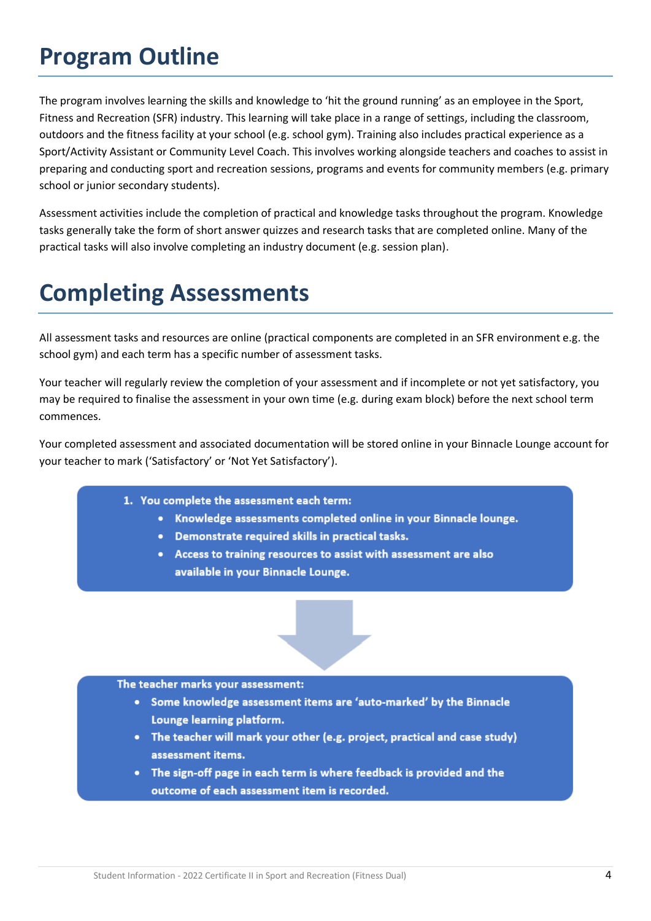# Program Outline

The program involves learning the skills and knowledge to 'hit the ground running' as an employee in the Sport, Fitness and Recreation (SFR) industry. This learning will take place in a range of settings, including the classroom, outdoors and the fitness facility at your school (e.g. school gym). Training also includes practical experience as a Sport/Activity Assistant or Community Level Coach. This involves working alongside teachers and coaches to assist in preparing and conducting sport and recreation sessions, programs and events for community members (e.g. primary school or junior secondary students).

Assessment activities include the completion of practical and knowledge tasks throughout the program. Knowledge tasks generally take the form of short answer quizzes and research tasks that are completed online. Many of the practical tasks will also involve completing an industry document (e.g. session plan).

# Completing Assessments

All assessment tasks and resources are online (practical components are completed in an SFR environment e.g. the school gym) and each term has a specific number of assessment tasks.

Your teacher will regularly review the completion of your assessment and if incomplete or not yet satisfactory, you may be required to finalise the assessment in your own time (e.g. during exam block) before the next school term commences.

Your completed assessment and associated documentation will be stored online in your Binnacle Lounge account for your teacher to mark ('Satisfactory' or 'Not Yet Satisfactory').

1. **You complete the assessment each term:**
   - **Knowledge assessments completed online in your Binnacle lounge.**
   - **Demonstrate required skills in practical tasks.**
   - **Access to training resources to assist with assessment are also available in your Binnacle Lounge.**

**The teacher marks your assessment:**

- **Some knowledge assessment items are 'auto-marked' by the Binnacle Lounge learning platform.**
- **The teacher will mark your other (e.g. project, practical and case study) assessment items.**
- **The sign-off page in each term is where feedback is provided and the outcome of each assessment item is recorded.**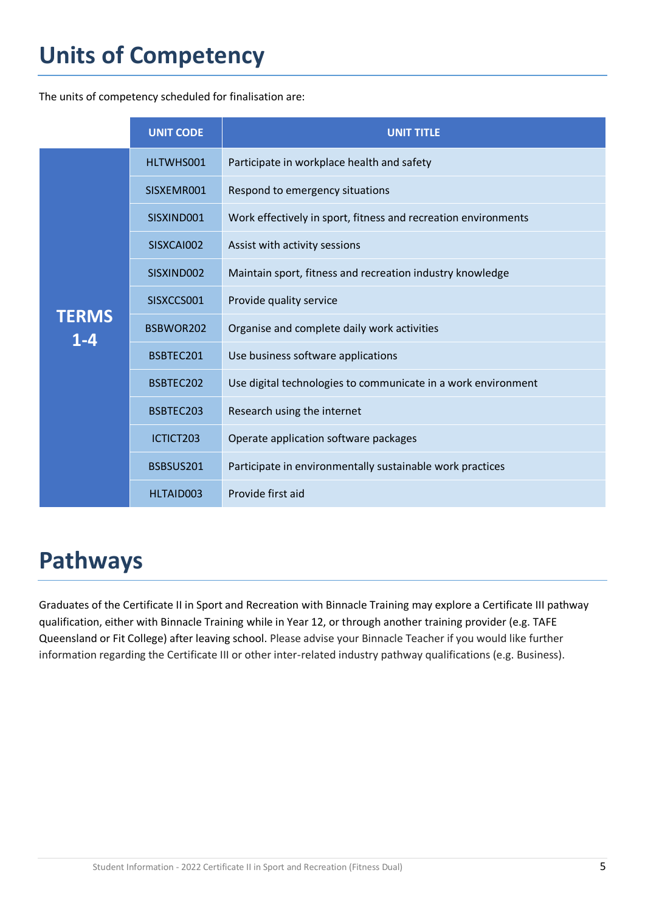# Units of Competency

The units of competency scheduled for finalisation are:

| | UNIT CODE | UNIT TITLE |
|---|---|---|
| **TERMS 1-4** | HLTWHS001 | Participate in workplace health and safety |
| | SISXEMR001 | Respond to emergency situations |
| | SISXIND001 | Work effectively in sport, fitness and recreation environments |
| | SISXCAI002 | Assist with activity sessions |
| | SISXIND002 | Maintain sport, fitness and recreation industry knowledge |
| | SISXCCS001 | Provide quality service |
| | BSBWOR202 | Organise and complete daily work activities |
| | BSBTEC201 | Use business software applications |
| | BSBTEC202 | Use digital technologies to communicate in a work environment |
| | BSBTEC203 | Research using the internet |
| | ICTICT203 | Operate application software packages |
| | BSBSUS201 | Participate in environmentally sustainable work practices |
| | HLTAID003 | Provide first aid |

# Pathways

Graduates of the Certificate II in Sport and Recreation with Binnacle Training may explore a Certificate III pathway qualification, either with Binnacle Training while in Year 12, or through another training provider (e.g. TAFE Queensland or Fit College) after leaving school. Please advise your Binnacle Teacher if you would like further information regarding the Certificate III or other inter-related industry pathway qualifications (e.g. Business).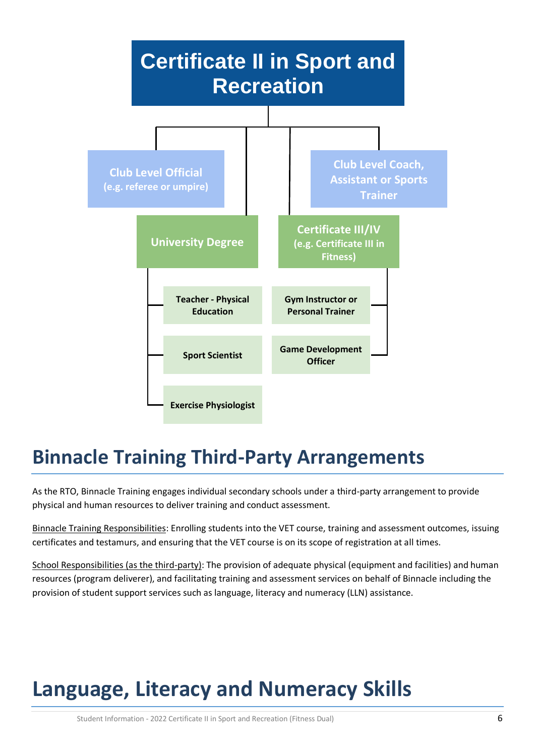# Certificate II in Sport and Recreation

- **Club Level Official** (e.g. referee or umpire)
- **Club Level Coach, Assistant or Sports Trainer**
- **University Degree**
  - Teacher - Physical Education
  - Sport Scientist
  - Exercise Physiologist
- **Certificate III/IV** (e.g. Certificate III in Fitness)
  - Gym Instructor or Personal Trainer
  - Game Development Officer

## Binnacle Training Third-Party Arrangements

As the RTO, Binnacle Training engages individual secondary schools under a third-party arrangement to provide physical and human resources to deliver training and conduct assessment.

Binnacle Training Responsibilities: Enrolling students into the VET course, training and assessment outcomes, issuing certificates and testamurs, and ensuring that the VET course is on its scope of registration at all times.

School Responsibilities (as the third-party): The provision of adequate physical (equipment and facilities) and human resources (program deliverer), and facilitating training and assessment services on behalf of Binnacle including the provision of student support services such as language, literacy and numeracy (LLN) assistance.

## Language, Literacy and Numeracy Skills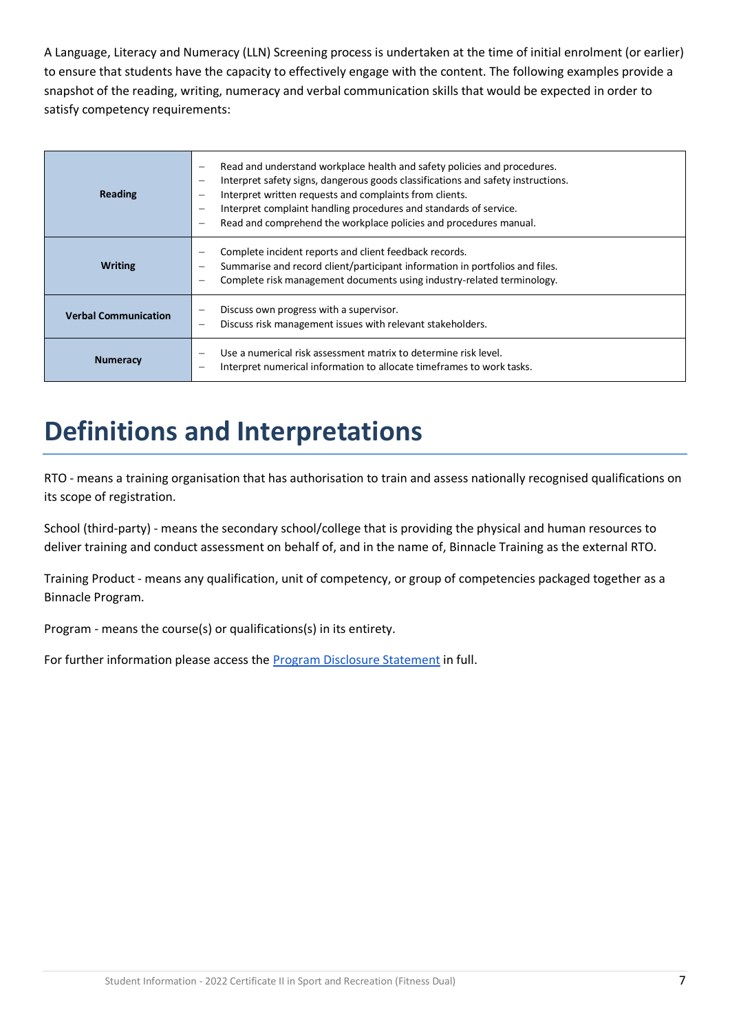A Language, Literacy and Numeracy (LLN) Screening process is undertaken at the time of initial enrolment (or earlier) to ensure that students have the capacity to effectively engage with the content. The following examples provide a snapshot of the reading, writing, numeracy and verbal communication skills that would be expected in order to satisfy competency requirements:

| | |
|---|---|
| **Reading** | – Read and understand workplace health and safety policies and procedures.<br>– Interpret safety signs, dangerous goods classifications and safety instructions.<br>– Interpret written requests and complaints from clients.<br>– Interpret complaint handling procedures and standards of service.<br>– Read and comprehend the workplace policies and procedures manual. |
| **Writing** | – Complete incident reports and client feedback records.<br>– Summarise and record client/participant information in portfolios and files.<br>– Complete risk management documents using industry-related terminology. |
| **Verbal Communication** | – Discuss own progress with a supervisor.<br>– Discuss risk management issues with relevant stakeholders. |
| **Numeracy** | – Use a numerical risk assessment matrix to determine risk level.<br>– Interpret numerical information to allocate timeframes to work tasks. |

# Definitions and Interpretations

RTO - means a training organisation that has authorisation to train and assess nationally recognised qualifications on its scope of registration.

School (third-party) - means the secondary school/college that is providing the physical and human resources to deliver training and conduct assessment on behalf of, and in the name of, Binnacle Training as the external RTO.

Training Product - means any qualification, unit of competency, or group of competencies packaged together as a Binnacle Program.

Program - means the course(s) or qualifications(s) in its entirety.

For further information please access the Program Disclosure Statement in full.